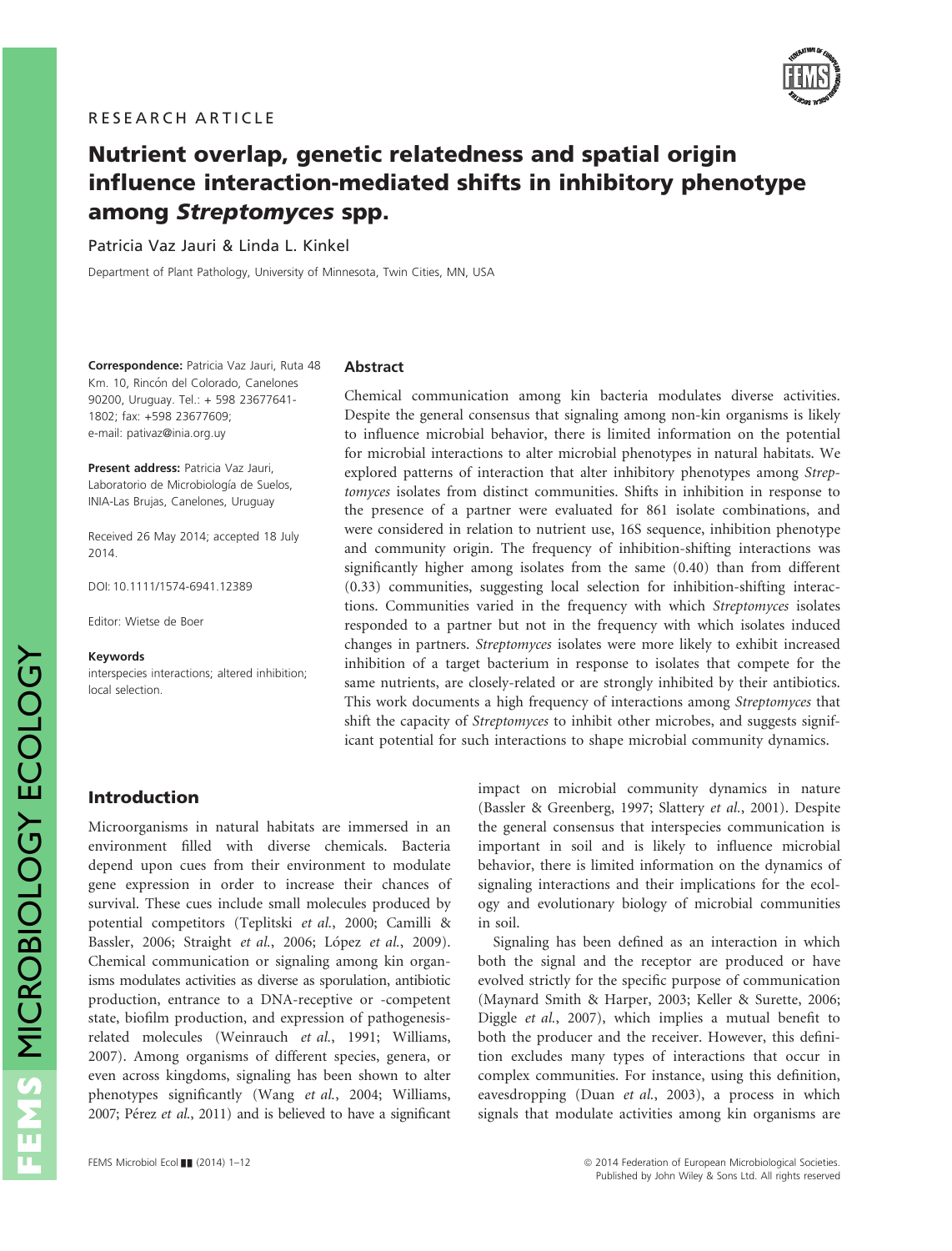RESEARCH ARTICLE

# Nutrient overlap, genetic relatedness and spatial origin influence interaction-mediated shifts in inhibitory phenotype among *Streptomyces* spp.

Patricia Vaz Jauri & Linda L. Kinkel

Department of Plant Pathology, University of Minnesota, Twin Cities, MN, USA

**Correspondence:** Patricia Vaz Jauri, Ruta 48 Km. 10, Rincón del Colorado, Canelones 90200, Uruguay. Tel.: + 598 23677641-1802; fax: +598 23677609; e-mail: pativaz@inia.org.uy

**Present address:** Patricia Vaz Jauri, Laboratorio de Microbiología de Suelos, INIA-Las Brujas, Canelones, Uruguay

Received 26 May 2014; accepted 18 July 2014.

DOI: 10.1111/1574-6941.12389

Editor: Wietse de Boer

**Keywords**

interspecies interactions; altered inhibition; local selection.

## Abstract

Chemical communication among kin bacteria modulates diverse activities. Despite the general consensus that signaling among non-kin organisms is likely to influence microbial behavior, there is limited information on the potential for microbial interactions to alter microbial phenotypes in natural habitats. We explored patterns of interaction that alter inhibitory phenotypes among *Streptomyces* isolates from distinct communities. Shifts in inhibition in response to the presence of a partner were evaluated for 861 isolate combinations, and were considered in relation to nutrient use, 16S sequence, inhibition phenotype and community origin. The frequency of inhibition-shifting interactions was significantly higher among isolates from the same (0.40) than from different (0.33) communities, suggesting local selection for inhibition-shifting interactions. Communities varied in the frequency with which *Streptomyces* isolates responded to a partner but not in the frequency with which isolates induced changes in partners. *Streptomyces* isolates were more likely to exhibit increased inhibition of a target bacterium in response to isolates that compete for the same nutrients, are closely-related or are strongly inhibited by their antibiotics. This work documents a high frequency of interactions among *Streptomyces* that shift the capacity of *Streptomyces* to inhibit other microbes, and suggests significant potential for such interactions to shape microbial community dynamics.

## Introduction

Microorganisms in natural habitats are immersed in an environment filled with diverse chemicals. Bacteria depend upon cues from their environment to modulate gene expression in order to increase their chances of survival. These cues include small molecules produced by potential competitors (Teplitski *et al.*, 2000; Camilli & Bassler, 2006; Straight *et al.*, 2006; López *et al.*, 2009). Chemical communication or signaling among kin organisms modulates activities as diverse as sporulation, antibiotic production, entrance to a DNA-receptive or -competent state, biofilm production, and expression of pathogenesis-related molecules (Weinrauch *et al.*, 1991; Williams, 2007). Among organisms of different species, genera, or even across kingdoms, signaling has been shown to alter phenotypes significantly (Wang *et al.*, 2004; Williams, 2007; Pérez *et al.*, 2011) and is believed to have a significant impact on microbial community dynamics in nature (Bassler & Greenberg, 1997; Slattery *et al.*, 2001). Despite the general consensus that interspecies communication is important in soil and is likely to influence microbial behavior, there is limited information on the dynamics of signaling interactions and their implications for the ecology and evolutionary biology of microbial communities in soil.

Signaling has been defined as an interaction in which both the signal and the receptor are produced or have evolved strictly for the specific purpose of communication (Maynard Smith & Harper, 2003; Keller & Surette, 2006; Diggle *et al.*, 2007), which implies a mutual benefit to both the producer and the receiver. However, this definition excludes many types of interactions that occur in complex communities. For instance, using this definition, eavesdropping (Duan *et al.*, 2003), a process in which signals that modulate activities among kin organisms are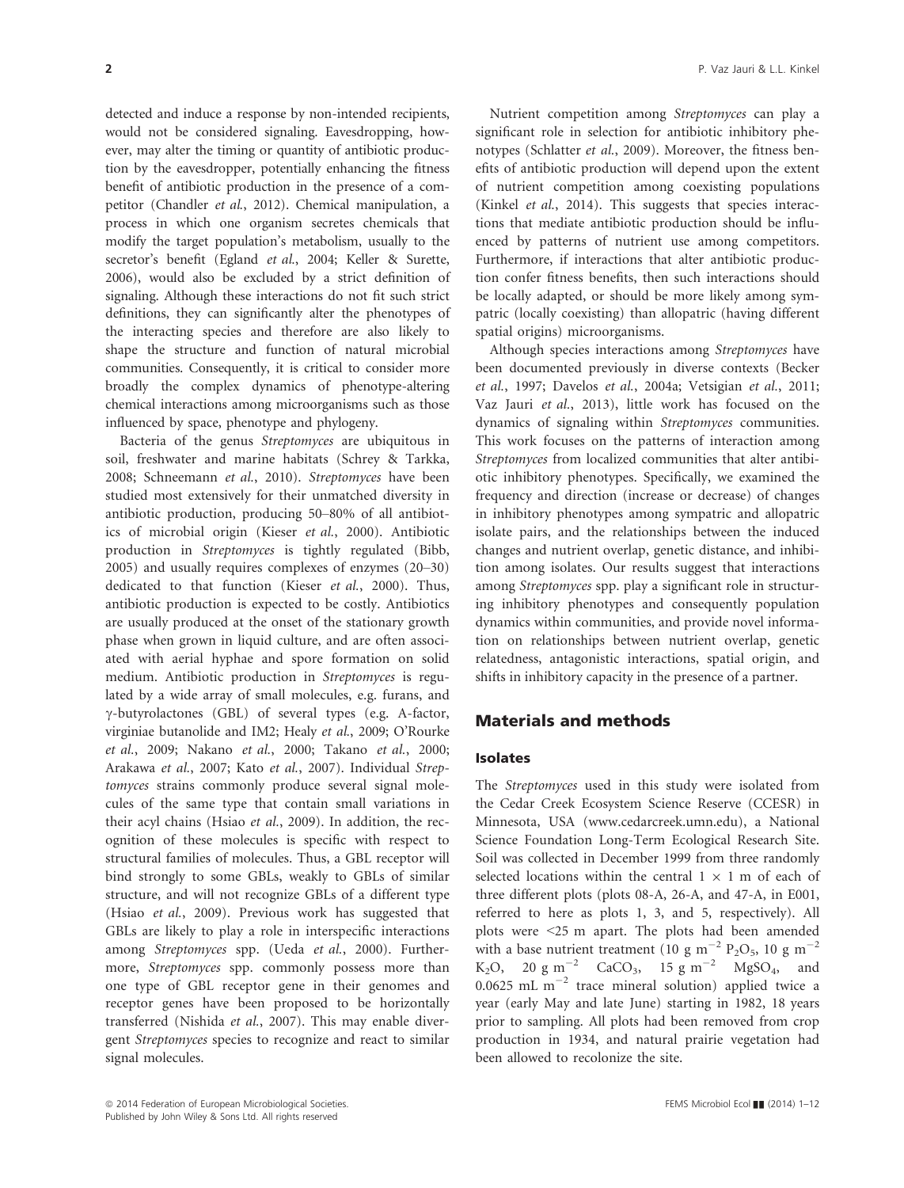detected and induce a response by non-intended recipients, would not be considered signaling. Eavesdropping, however, may alter the timing or quantity of antibiotic production by the eavesdropper, potentially enhancing the fitness benefit of antibiotic production in the presence of a competitor (Chandler *et al.*, 2012). Chemical manipulation, a process in which one organism secretes chemicals that modify the target population's metabolism, usually to the secretor's benefit (Egland *et al.*, 2004; Keller & Surette, 2006), would also be excluded by a strict definition of signaling. Although these interactions do not fit such strict definitions, they can significantly alter the phenotypes of the interacting species and therefore are also likely to shape the structure and function of natural microbial communities. Consequently, it is critical to consider more broadly the complex dynamics of phenotype-altering chemical interactions among microorganisms such as those influenced by space, phenotype and phylogeny.

Bacteria of the genus *Streptomyces* are ubiquitous in soil, freshwater and marine habitats (Schrey & Tarkka, 2008; Schneemann *et al.*, 2010). *Streptomyces* have been studied most extensively for their unmatched diversity in antibiotic production, producing 50–80% of all antibiotics of microbial origin (Kieser *et al.*, 2000). Antibiotic production in *Streptomyces* is tightly regulated (Bibb, 2005) and usually requires complexes of enzymes (20–30) dedicated to that function (Kieser *et al.*, 2000). Thus, antibiotic production is expected to be costly. Antibiotics are usually produced at the onset of the stationary growth phase when grown in liquid culture, and are often associated with aerial hyphae and spore formation on solid medium. Antibiotic production in *Streptomyces* is regulated by a wide array of small molecules, e.g. furans, and $\gamma$-butyrolactones (GBL) of several types (e.g. A-factor, virginiae butanolide and IM2; Healy *et al.*, 2009; O'Rourke *et al.*, 2009; Nakano *et al.*, 2000; Takano *et al.*, 2000; Arakawa *et al.*, 2007; Kato *et al.*, 2007). Individual *Streptomyces* strains commonly produce several signal molecules of the same type that contain small variations in their acyl chains (Hsiao *et al.*, 2009). In addition, the recognition of these molecules is specific with respect to structural families of molecules. Thus, a GBL receptor will bind strongly to some GBLs, weakly to GBLs of similar structure, and will not recognize GBLs of a different type (Hsiao *et al.*, 2009). Previous work has suggested that GBLs are likely to play a role in interspecific interactions among *Streptomyces* spp. (Ueda *et al.*, 2000). Furthermore, *Streptomyces* spp. commonly possess more than one type of GBL receptor gene in their genomes and receptor genes have been proposed to be horizontally transferred (Nishida *et al.*, 2007). This may enable divergent *Streptomyces* species to recognize and react to similar signal molecules.

Nutrient competition among *Streptomyces* can play a significant role in selection for antibiotic inhibitory phenotypes (Schlatter *et al.*, 2009). Moreover, the fitness benefits of antibiotic production will depend upon the extent of nutrient competition among coexisting populations (Kinkel *et al.*, 2014). This suggests that species interactions that mediate antibiotic production should be influenced by patterns of nutrient use among competitors. Furthermore, if interactions that alter antibiotic production confer fitness benefits, then such interactions should be locally adapted, or should be more likely among sympatric (locally coexisting) than allopatric (having different spatial origins) microorganisms.

Although species interactions among *Streptomyces* have been documented previously in diverse contexts (Becker *et al.*, 1997; Davelos *et al.*, 2004a; Vetsigian *et al.*, 2011; Vaz Jauri *et al.*, 2013), little work has focused on the dynamics of signaling within *Streptomyces* communities. This work focuses on the patterns of interaction among *Streptomyces* from localized communities that alter antibiotic inhibitory phenotypes. Specifically, we examined the frequency and direction (increase or decrease) of changes in inhibitory phenotypes among sympatric and allopatric isolate pairs, and the relationships between the induced changes and nutrient overlap, genetic distance, and inhibition among isolates. Our results suggest that interactions among *Streptomyces* spp. play a significant role in structuring inhibitory phenotypes and consequently population dynamics within communities, and provide novel information on relationships between nutrient overlap, genetic relatedness, antagonistic interactions, spatial origin, and shifts in inhibitory capacity in the presence of a partner.

## Materials and methods

### Isolates

The *Streptomyces* used in this study were isolated from the Cedar Creek Ecosystem Science Reserve (CCESR) in Minnesota, USA (www.cedarcreek.umn.edu), a National Science Foundation Long-Term Ecological Research Site. Soil was collected in December 1999 from three randomly selected locations within the central 1 × 1 m of each of three different plots (plots 08-A, 26-A, and 47-A, in E001, referred to here as plots 1, 3, and 5, respectively). All plots were <25 m apart. The plots had been amended with a base nutrient treatment (10 g $m^{-2}$ $P_2O_5$, 10 g $m^{-2}$ $K_2O$, 20 g $m^{-2}$ $CaCO_3$, 15 g $m^{-2}$ $MgSO_4$, and 0.0625 mL $m^{-2}$ trace mineral solution) applied twice a year (early May and late June) starting in 1982, 18 years prior to sampling. All plots had been removed from crop production in 1934, and natural prairie vegetation had been allowed to recolonize the site.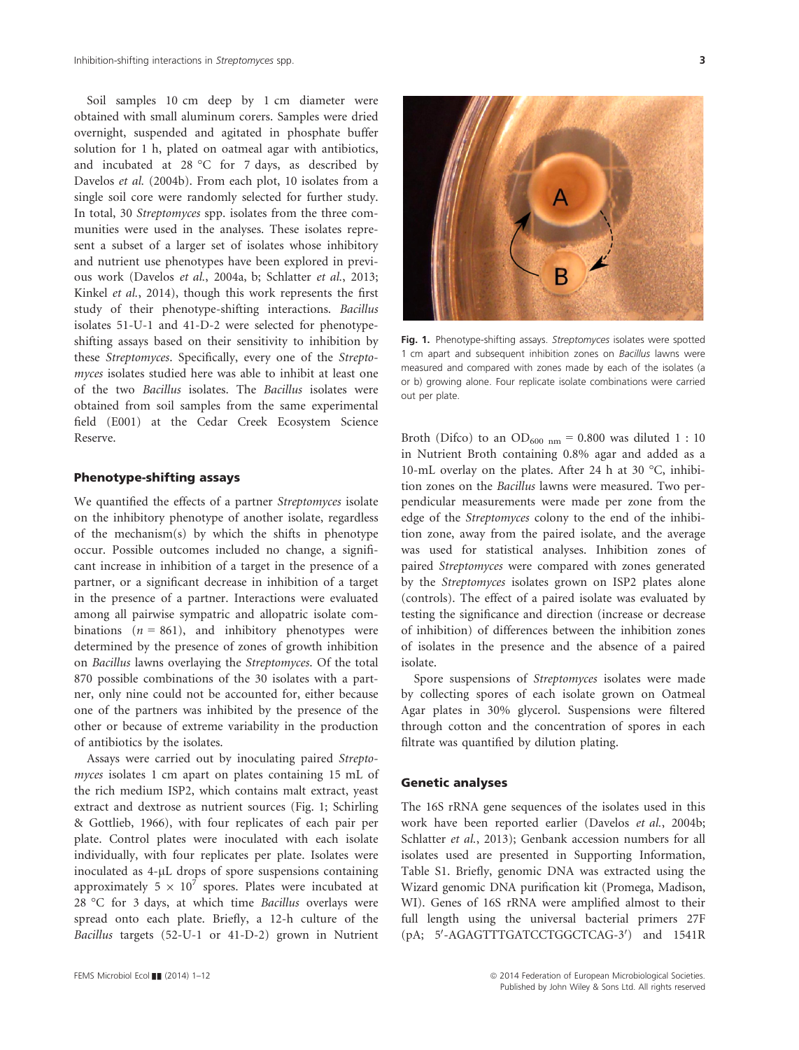Soil samples 10 cm deep by 1 cm diameter were obtained with small aluminum corers. Samples were dried overnight, suspended and agitated in phosphate buffer solution for 1 h, plated on oatmeal agar with antibiotics, and incubated at 28 °C for 7 days, as described by Davelos *et al.* (2004b). From each plot, 10 isolates from a single soil core were randomly selected for further study. In total, 30 *Streptomyces* spp. isolates from the three communities were used in the analyses. These isolates represent a subset of a larger set of isolates whose inhibitory and nutrient use phenotypes have been explored in previous work (Davelos *et al.*, 2004a, b; Schlatter *et al.*, 2013; Kinkel *et al.*, 2014), though this work represents the first study of their phenotype-shifting interactions. *Bacillus* isolates 51-U-1 and 41-D-2 were selected for phenotype-shifting assays based on their sensitivity to inhibition by these *Streptomyces*. Specifically, every one of the *Streptomyces* isolates studied here was able to inhibit at least one of the two *Bacillus* isolates. The *Bacillus* isolates were obtained from soil samples from the same experimental field (E001) at the Cedar Creek Ecosystem Science Reserve.

### Phenotype-shifting assays

We quantified the effects of a partner *Streptomyces* isolate on the inhibitory phenotype of another isolate, regardless of the mechanism(s) by which the shifts in phenotype occur. Possible outcomes included no change, a significant increase in inhibition of a target in the presence of a partner, or a significant decrease in inhibition of a target in the presence of a partner. Interactions were evaluated among all pairwise sympatric and allopatric isolate combinations ($n = 861$), and inhibitory phenotypes were determined by the presence of zones of growth inhibition on *Bacillus* lawns overlaying the *Streptomyces*. Of the total 870 possible combinations of the 30 isolates with a partner, only nine could not be accounted for, either because one of the partners was inhibited by the presence of the other or because of extreme variability in the production of antibiotics by the isolates.

Assays were carried out by inoculating paired *Streptomyces* isolates 1 cm apart on plates containing 15 mL of the rich medium ISP2, which contains malt extract, yeast extract and dextrose as nutrient sources (Fig. 1; Schirling & Gottlieb, 1966), with four replicates of each pair per plate. Control plates were inoculated with each isolate individually, with four replicates per plate. Isolates were inoculated as 4-μL drops of spore suspensions containing approximately $5 \times 10^7$ spores. Plates were incubated at 28 °C for 3 days, at which time *Bacillus* overlays were spread onto each plate. Briefly, a 12-h culture of the *Bacillus* targets (52-U-1 or 41-D-2) grown in Nutrient Broth (Difco) to an $OD_{600\ nm} = 0.800$ was diluted 1 : 10 in Nutrient Broth containing 0.8% agar and added as a 10-mL overlay on the plates. After 24 h at 30 °C, inhibition zones on the *Bacillus* lawns were measured. Two perpendicular measurements were made per zone from the edge of the *Streptomyces* colony to the end of the inhibition zone, away from the paired isolate, and the average was used for statistical analyses. Inhibition zones of paired *Streptomyces* were compared with zones generated by the *Streptomyces* isolates grown on ISP2 plates alone (controls). The effect of a paired isolate was evaluated by testing the significance and direction (increase or decrease of inhibition) of differences between the inhibition zones of isolates in the presence and the absence of a paired isolate.

**Fig. 1.** Phenotype-shifting assays. *Streptomyces* isolates were spotted 1 cm apart and subsequent inhibition zones on *Bacillus* lawns were measured and compared with zones made by each of the isolates (a or b) growing alone. Four replicate isolate combinations were carried out per plate.

Spore suspensions of *Streptomyces* isolates were made by collecting spores of each isolate grown on Oatmeal Agar plates in 30% glycerol. Suspensions were filtered through cotton and the concentration of spores in each filtrate was quantified by dilution plating.

### Genetic analyses

The 16S rRNA gene sequences of the isolates used in this work have been reported earlier (Davelos *et al.*, 2004b; Schlatter *et al.*, 2013); Genbank accession numbers for all isolates used are presented in Supporting Information, Table S1. Briefly, genomic DNA was extracted using the Wizard genomic DNA purification kit (Promega, Madison, WI). Genes of 16S rRNA were amplified almost to their full length using the universal bacterial primers 27F (pA; 5′-AGAGTTTGATCCTGGCTCAG-3′) and 1541R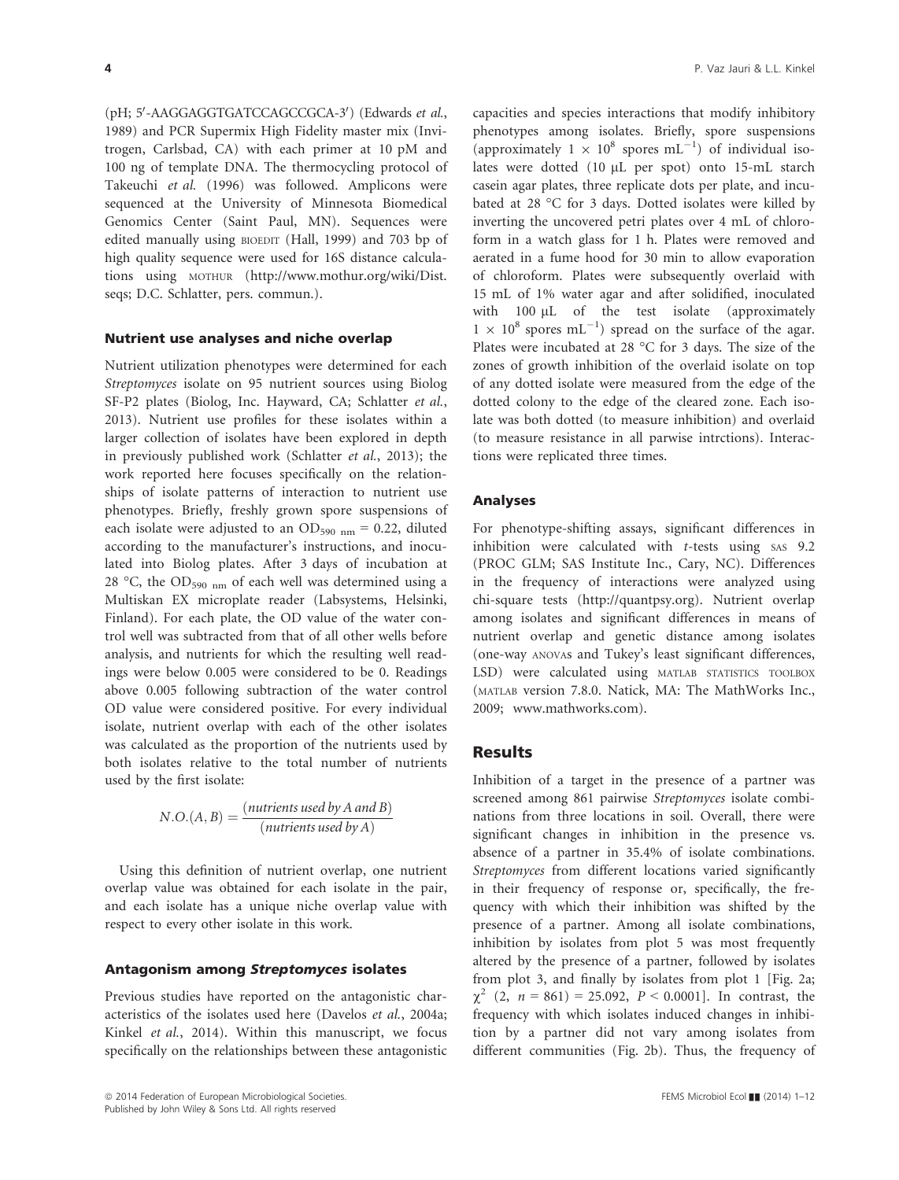(pH; 5′-AAGGAGGTGATCCAGCCGCA-3′) (Edwards *et al.*, 1989) and PCR Supermix High Fidelity master mix (Invitrogen, Carlsbad, CA) with each primer at 10 pM and 100 ng of template DNA. The thermocycling protocol of Takeuchi *et al.* (1996) was followed. Amplicons were sequenced at the University of Minnesota Biomedical Genomics Center (Saint Paul, MN). Sequences were edited manually using BIOEDIT (Hall, 1999) and 703 bp of high quality sequence were used for 16S distance calculations using MOTHUR (http://www.mothur.org/wiki/Dist.seqs; D.C. Schlatter, pers. commun.).

### Nutrient use analyses and niche overlap

Nutrient utilization phenotypes were determined for each *Streptomyces* isolate on 95 nutrient sources using Biolog SF-P2 plates (Biolog, Inc. Hayward, CA; Schlatter *et al.*, 2013). Nutrient use profiles for these isolates within a larger collection of isolates have been explored in depth in previously published work (Schlatter *et al.*, 2013); the work reported here focuses specifically on the relationships of isolate patterns of interaction to nutrient use phenotypes. Briefly, freshly grown spore suspensions of each isolate were adjusted to an $OD_{590\ nm} = 0.22$, diluted according to the manufacturer's instructions, and inoculated into Biolog plates. After 3 days of incubation at 28 °C, the $OD_{590\ nm}$ of each well was determined using a Multiskan EX microplate reader (Labsystems, Helsinki, Finland). For each plate, the OD value of the water control well was subtracted from that of all other wells before analysis, and nutrients for which the resulting well readings were below 0.005 were considered to be 0. Readings above 0.005 following subtraction of the water control OD value were considered positive. For every individual isolate, nutrient overlap with each of the other isolates was calculated as the proportion of the nutrients used by both isolates relative to the total number of nutrients used by the first isolate:

$$N.O.(A,B) = \frac{(nutrients\ used\ by\ A\ and\ B)}{(nutrients\ used\ by\ A)}$$

Using this definition of nutrient overlap, one nutrient overlap value was obtained for each isolate in the pair, and each isolate has a unique niche overlap value with respect to every other isolate in this work.

### Antagonism among *Streptomyces* isolates

Previous studies have reported on the antagonistic characteristics of the isolates used here (Davelos *et al.*, 2004a; Kinkel *et al.*, 2014). Within this manuscript, we focus specifically on the relationships between these antagonistic capacities and species interactions that modify inhibitory phenotypes among isolates. Briefly, spore suspensions (approximately $1 \times 10^8$ spores $mL^{-1}$) of individual isolates were dotted (10 μL per spot) onto 15-mL starch casein agar plates, three replicate dots per plate, and incubated at 28 °C for 3 days. Dotted isolates were killed by inverting the uncovered petri plates over 4 mL of chloroform in a watch glass for 1 h. Plates were removed and aerated in a fume hood for 30 min to allow evaporation of chloroform. Plates were subsequently overlaid with 15 mL of 1% water agar and after solidified, inoculated with 100 μL of the test isolate (approximately $1 \times 10^8$ spores $mL^{-1}$) spread on the surface of the agar. Plates were incubated at 28 °C for 3 days. The size of the zones of growth inhibition of the overlaid isolate on top of any dotted isolate were measured from the edge of the dotted colony to the edge of the cleared zone. Each isolate was both dotted (to measure inhibition) and overlaid (to measure resistance in all parwise intrctions). Interactions were replicated three times.

### Analyses

For phenotype-shifting assays, significant differences in inhibition were calculated with *t*-tests using SAS 9.2 (PROC GLM; SAS Institute Inc., Cary, NC). Differences in the frequency of interactions were analyzed using chi-square tests (http://quantpsy.org). Nutrient overlap among isolates and significant differences in means of nutrient overlap and genetic distance among isolates (one-way ANOVAs and Tukey's least significant differences, LSD) were calculated using MATLAB STATISTICS TOOLBOX (MATLAB version 7.8.0. Natick, MA: The MathWorks Inc., 2009; www.mathworks.com).

## Results

Inhibition of a target in the presence of a partner was screened among 861 pairwise *Streptomyces* isolate combinations from three locations in soil. Overall, there were significant changes in inhibition in the presence vs. absence of a partner in 35.4% of isolate combinations. *Streptomyces* from different locations varied significantly in their frequency of response or, specifically, the frequency with which their inhibition was shifted by the presence of a partner. Among all isolate combinations, inhibition by isolates from plot 5 was most frequently altered by the presence of a partner, followed by isolates from plot 3, and finally by isolates from plot 1 [Fig. 2a; $\chi^2$ (2, $n = 861$) = 25.092, $P < 0.0001$]. In contrast, the frequency with which isolates induced changes in inhibition by a partner did not vary among isolates from different communities (Fig. 2b). Thus, the frequency of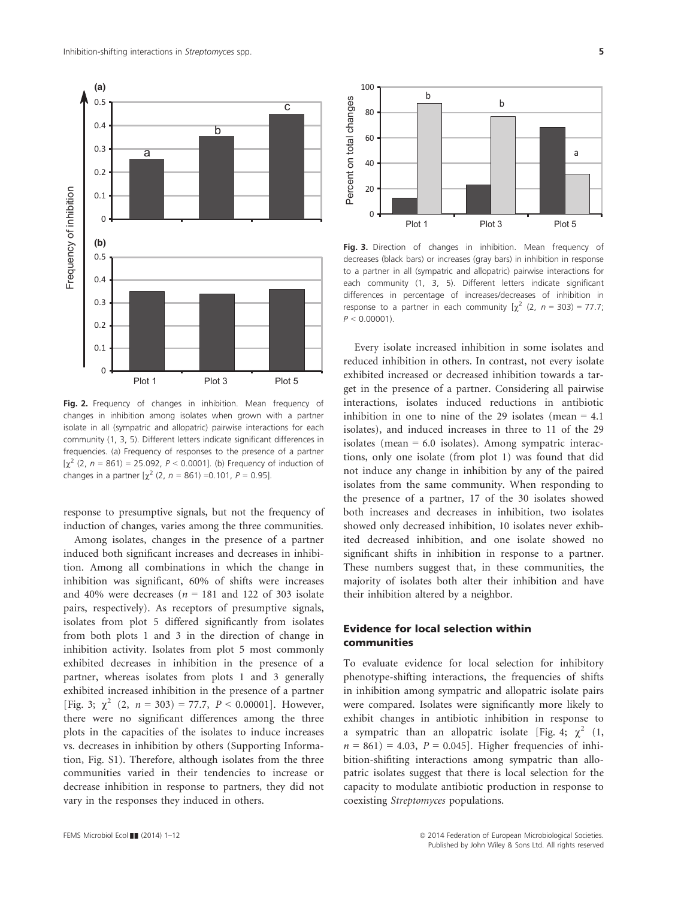**Fig. 2.** Frequency of changes in inhibition. Mean frequency of changes in inhibition among isolates when grown with a partner isolate in all (sympatric and allopatric) pairwise interactions for each community (1, 3, 5). Different letters indicate significant differences in frequencies. (a) Frequency of responses to the presence of a partner [$\chi^2$ (2, $n$ = 861) = 25.092, $P$ < 0.0001]. (b) Frequency of induction of changes in a partner [$\chi^2$ (2, $n$ = 861) =0.101, $P$ = 0.95].

response to presumptive signals, but not the frequency of induction of changes, varies among the three communities.

Among isolates, changes in the presence of a partner induced both significant increases and decreases in inhibition. Among all combinations in which the change in inhibition was significant, 60% of shifts were increases and 40% were decreases ($n$ = 181 and 122 of 303 isolate pairs, respectively). As receptors of presumptive signals, isolates from plot 5 differed significantly from isolates from both plots 1 and 3 in the direction of change in inhibition activity. Isolates from plot 5 most commonly exhibited decreases in inhibition in the presence of a partner, whereas isolates from plots 1 and 3 generally exhibited increased inhibition in the presence of a partner [Fig. 3; $\chi^2$ (2, $n$ = 303) = 77.7, $P$ < 0.00001]. However, there were no significant differences among the three plots in the capacities of the isolates to induce increases vs. decreases in inhibition by others (Supporting Information, Fig. S1). Therefore, although isolates from the three communities varied in their tendencies to increase or decrease inhibition in response to partners, they did not vary in the responses they induced in others.

**Fig. 3.** Direction of changes in inhibition. Mean frequency of decreases (black bars) or increases (gray bars) in inhibition in response to a partner in all (sympatric and allopatric) pairwise interactions for each community (1, 3, 5). Different letters indicate significant differences in percentage of increases/decreases of inhibition in response to a partner in each community [$\chi^2$ (2, $n$ = 303) = 77.7; $P$ < 0.00001).

Every isolate increased inhibition in some isolates and reduced inhibition in others. In contrast, not every isolate exhibited increased or decreased inhibition towards a target in the presence of a partner. Considering all pairwise interactions, isolates induced reductions in antibiotic inhibition in one to nine of the 29 isolates (mean = 4.1 isolates), and induced increases in three to 11 of the 29 isolates (mean = 6.0 isolates). Among sympatric interactions, only one isolate (from plot 1) was found that did not induce any change in inhibition by any of the paired isolates from the same community. When responding to the presence of a partner, 17 of the 30 isolates showed both increases and decreases in inhibition, two isolates showed only decreased inhibition, 10 isolates never exhibited decreased inhibition, and one isolate showed no significant shifts in inhibition in response to a partner. These numbers suggest that, in these communities, the majority of isolates both alter their inhibition and have their inhibition altered by a neighbor.

### Evidence for local selection within communities

To evaluate evidence for local selection for inhibitory phenotype-shifting interactions, the frequencies of shifts in inhibition among sympatric and allopatric isolate pairs were compared. Isolates were significantly more likely to exhibit changes in antibiotic inhibition in response to a sympatric than an allopatric isolate [Fig. 4; $\chi^2$ (1, $n$ = 861) = 4.03, $P$ = 0.045]. Higher frequencies of inhibition-shifting interactions among sympatric than allopatric isolates suggest that there is local selection for the capacity to modulate antibiotic production in response to coexisting *Streptomyces* populations.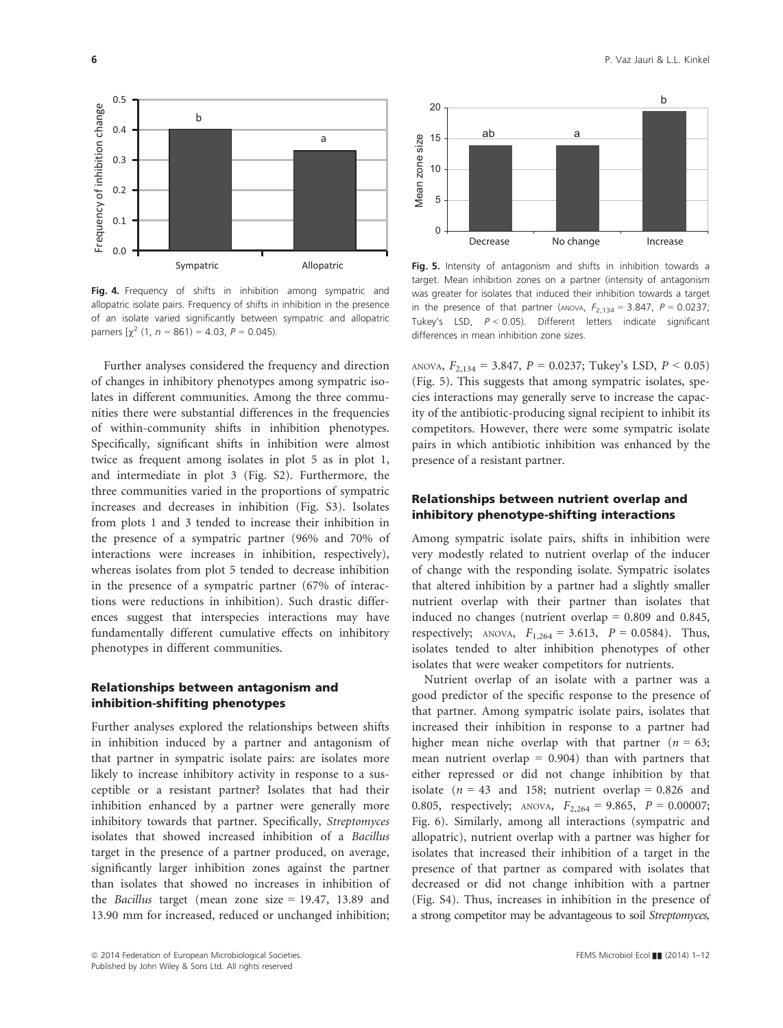Fig. 4. Frequency of shifts in inhibition among sympatric and allopatric isolate pairs. Frequency of shifts in inhibition in the presence of an isolate varied significantly between sympatric and allopatric parners [$\chi^2$ (1, $n$ = 861) = 4.03, $P$ = 0.045).

Fig. 5. Intensity of antagonism and shifts in inhibition towards a target. Mean inhibition zones on a partner (intensity of antagonism was greater for isolates that induced their inhibition towards a target in the presence of that partner (ANOVA, $F_{2,134}$ = 3.847, $P$ = 0.0237; Tukey's LSD, $P$ < 0.05). Different letters indicate significant differences in mean inhibition zone sizes.

Further analyses considered the frequency and direction of changes in inhibitory phenotypes among sympatric isolates in different communities. Among the three communities there were substantial differences in the frequencies of within-community shifts in inhibition phenotypes. Specifically, significant shifts in inhibition were almost twice as frequent among isolates in plot 5 as in plot 1, and intermediate in plot 3 (Fig. S2). Furthermore, the three communities varied in the proportions of sympatric increases and decreases in inhibition (Fig. S3). Isolates from plots 1 and 3 tended to increase their inhibition in the presence of a sympatric partner (96% and 70% of interactions were increases in inhibition, respectively), whereas isolates from plot 5 tended to decrease inhibition in the presence of a sympatric partner (67% of interactions were reductions in inhibition). Such drastic differences suggest that interspecies interactions may have fundamentally different cumulative effects on inhibitory phenotypes in different communities.

### Relationships between antagonism and inhibition-shifiting phenotypes

Further analyses explored the relationships between shifts in inhibition induced by a partner and antagonism of that partner in sympatric isolate pairs: are isolates more likely to increase inhibitory activity in response to a susceptible or a resistant partner? Isolates that had their inhibition enhanced by a partner were generally more inhibitory towards that partner. Specifically, *Streptomyces* isolates that showed increased inhibition of a *Bacillus* target in the presence of a partner produced, on average, significantly larger inhibition zones against the partner than isolates that showed no increases in inhibition of the *Bacillus* target (mean zone size = 19.47, 13.89 and 13.90 mm for increased, reduced or unchanged inhibition; ANOVA, $F_{2,134}$ = 3.847, $P$ = 0.0237; Tukey's LSD, $P$ < 0.05) (Fig. 5). This suggests that among sympatric isolates, species interactions may generally serve to increase the capacity of the antibiotic-producing signal recipient to inhibit its competitors. However, there were some sympatric isolate pairs in which antibiotic inhibition was enhanced by the presence of a resistant partner.

### Relationships between nutrient overlap and inhibitory phenotype-shifting interactions

Among sympatric isolate pairs, shifts in inhibition were very modestly related to nutrient overlap of the inducer of change with the responding isolate. Sympatric isolates that altered inhibition by a partner had a slightly smaller nutrient overlap with their partner than isolates that induced no changes (nutrient overlap = 0.809 and 0.845, respectively; ANOVA, $F_{1,264}$ = 3.613, $P$ = 0.0584). Thus, isolates tended to alter inhibition phenotypes of other isolates that were weaker competitors for nutrients.

Nutrient overlap of an isolate with a partner was a good predictor of the specific response to the presence of that partner. Among sympatric isolate pairs, isolates that increased their inhibition in response to a partner had higher mean niche overlap with that partner ($n$ = 63; mean nutrient overlap = 0.904) than with partners that either repressed or did not change inhibition by that isolate ($n$ = 43 and 158; nutrient overlap = 0.826 and 0.805, respectively; ANOVA, $F_{2,264}$ = 9.865, $P$ = 0.00007; Fig. 6). Similarly, among all interactions (sympatric and allopatric), nutrient overlap with a partner was higher for isolates that increased their inhibition of a target in the presence of that partner as compared with isolates that decreased or did not change inhibition with a partner (Fig. S4). Thus, increases in inhibition in the presence of a strong competitor may be advantageous to soil *Streptomyces*,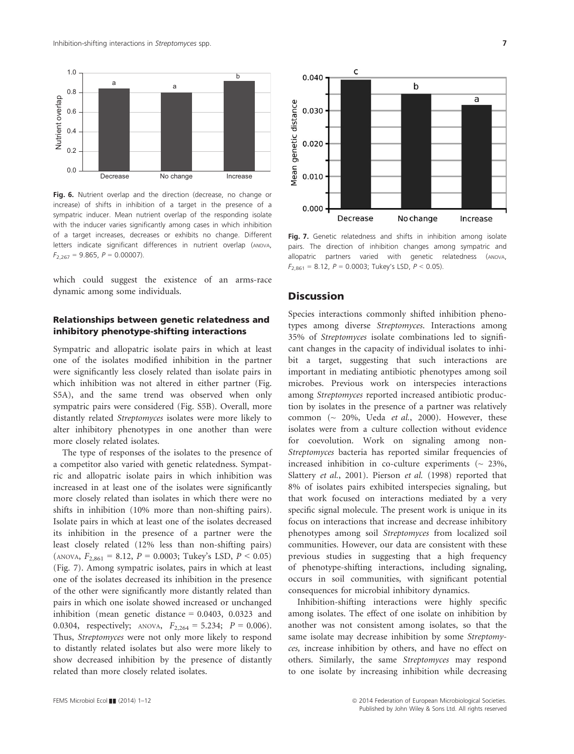Fig. 6. Nutrient overlap and the direction (decrease, no change or increase) of shifts in inhibition of a target in the presence of a sympatric inducer. Mean nutrient overlap of the responding isolate with the inducer varies significantly among cases in which inhibition of a target increases, decreases or exhibits no change. Different letters indicate significant differences in nutrient overlap (ANOVA, $F_{2,267} = 9.865$, $P = 0.00007$).

Fig. 7. Genetic relatedness and shifts in inhibition among isolate pairs. The direction of inhibition changes among sympatric and allopatric partners varied with genetic relatedness (ANOVA, $F_{2,861} = 8.12$, $P = 0.0003$; Tukey's LSD, $P < 0.05$).

which could suggest the existence of an arms-race dynamic among some individuals.

### Relationships between genetic relatedness and inhibitory phenotype-shifting interactions

Sympatric and allopatric isolate pairs in which at least one of the isolates modified inhibition in the partner were significantly less closely related than isolate pairs in which inhibition was not altered in either partner (Fig. S5A), and the same trend was observed when only sympatric pairs were considered (Fig. S5B). Overall, more distantly related *Streptomyces* isolates were more likely to alter inhibitory phenotypes in one another than were more closely related isolates.

The type of responses of the isolates to the presence of a competitor also varied with genetic relatedness. Sympatric and allopatric isolate pairs in which inhibition was increased in at least one of the isolates were significantly more closely related than isolates in which there were no shifts in inhibition (10% more than non-shifting pairs). Isolate pairs in which at least one of the isolates decreased its inhibition in the presence of a partner were the least closely related (12% less than non-shifting pairs) (ANOVA, $F_{2,861} = 8.12$, $P = 0.0003$; Tukey's LSD, $P < 0.05$) (Fig. 7). Among sympatric isolates, pairs in which at least one of the isolates decreased its inhibition in the presence of the other were significantly more distantly related than pairs in which one isolate showed increased or unchanged inhibition (mean genetic distance = 0.0403, 0.0323 and 0.0304, respectively; ANOVA, $F_{2,264} = 5.234$; $P = 0.006$). Thus, *Streptomyces* were not only more likely to respond to distantly related isolates but also were more likely to show decreased inhibition by the presence of distantly related than more closely related isolates.

## Discussion

Species interactions commonly shifted inhibition phenotypes among diverse *Streptomyces*. Interactions among 35% of *Streptomyces* isolate combinations led to significant changes in the capacity of individual isolates to inhibit a target, suggesting that such interactions are important in mediating antibiotic phenotypes among soil microbes. Previous work on interspecies interactions among *Streptomyces* reported increased antibiotic production by isolates in the presence of a partner was relatively common (~ 20%, Ueda *et al.*, 2000). However, these isolates were from a culture collection without evidence for coevolution. Work on signaling among non-*Streptomyces* bacteria has reported similar frequencies of increased inhibition in co-culture experiments (~ 23%, Slattery *et al.*, 2001). Pierson *et al.* (1998) reported that 8% of isolates pairs exhibited interspecies signaling, but that work focused on interactions mediated by a very specific signal molecule. The present work is unique in its focus on interactions that increase and decrease inhibitory phenotypes among soil *Streptomyces* from localized soil communities. However, our data are consistent with these previous studies in suggesting that a high frequency of phenotype-shifting interactions, including signaling, occurs in soil communities, with significant potential consequences for microbial inhibitory dynamics.

Inhibition-shifting interactions were highly specific among isolates. The effect of one isolate on inhibition by another was not consistent among isolates, so that the same isolate may decrease inhibition by some *Streptomyces,* increase inhibition by others, and have no effect on others. Similarly, the same *Streptomyces* may respond to one isolate by increasing inhibition while decreasing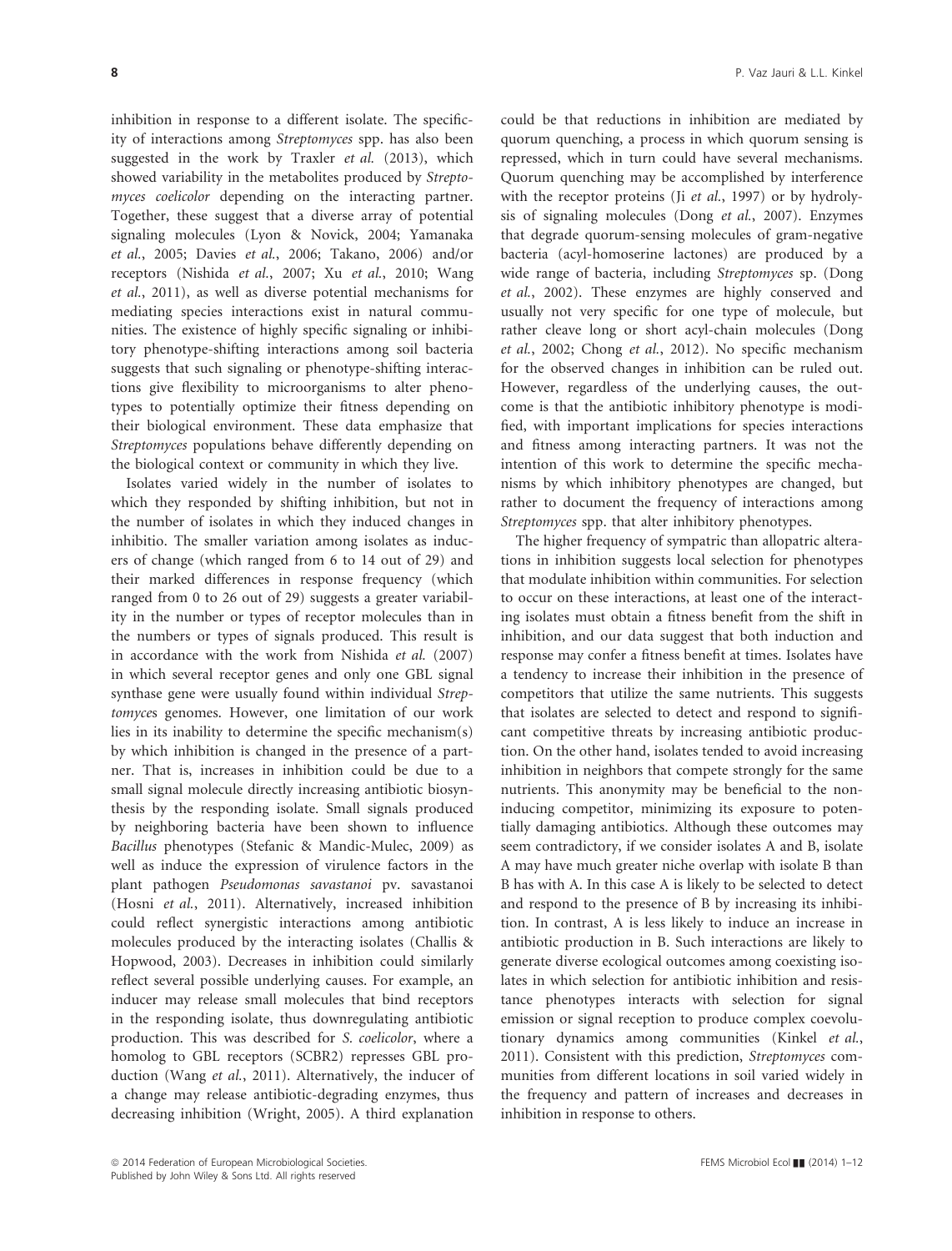inhibition in response to a different isolate. The specificity of interactions among *Streptomyces* spp. has also been suggested in the work by Traxler *et al.* (2013), which showed variability in the metabolites produced by *Streptomyces coelicolor* depending on the interacting partner. Together, these suggest that a diverse array of potential signaling molecules (Lyon & Novick, 2004; Yamanaka *et al.*, 2005; Davies *et al.*, 2006; Takano, 2006) and/or receptors (Nishida *et al.*, 2007; Xu *et al.*, 2010; Wang *et al.*, 2011), as well as diverse potential mechanisms for mediating species interactions exist in natural communities. The existence of highly specific signaling or inhibitory phenotype-shifting interactions among soil bacteria suggests that such signaling or phenotype-shifting interactions give flexibility to microorganisms to alter phenotypes to potentially optimize their fitness depending on their biological environment. These data emphasize that *Streptomyces* populations behave differently depending on the biological context or community in which they live.

Isolates varied widely in the number of isolates to which they responded by shifting inhibition, but not in the number of isolates in which they induced changes in inhibitio. The smaller variation among isolates as inducers of change (which ranged from 6 to 14 out of 29) and their marked differences in response frequency (which ranged from 0 to 26 out of 29) suggests a greater variability in the number or types of receptor molecules than in the numbers or types of signals produced. This result is in accordance with the work from Nishida *et al.* (2007) in which several receptor genes and only one GBL signal synthase gene were usually found within individual *Streptomyces* genomes. However, one limitation of our work lies in its inability to determine the specific mechanism(s) by which inhibition is changed in the presence of a partner. That is, increases in inhibition could be due to a small signal molecule directly increasing antibiotic biosynthesis by the responding isolate. Small signals produced by neighboring bacteria have been shown to influence *Bacillus* phenotypes (Stefanic & Mandic-Mulec, 2009) as well as induce the expression of virulence factors in the plant pathogen *Pseudomonas savastanoi* pv. savastanoi (Hosni *et al.*, 2011). Alternatively, increased inhibition could reflect synergistic interactions among antibiotic molecules produced by the interacting isolates (Challis & Hopwood, 2003). Decreases in inhibition could similarly reflect several possible underlying causes. For example, an inducer may release small molecules that bind receptors in the responding isolate, thus downregulating antibiotic production. This was described for *S. coelicolor*, where a homolog to GBL receptors (SCBR2) represses GBL production (Wang *et al.*, 2011). Alternatively, the inducer of a change may release antibiotic-degrading enzymes, thus decreasing inhibition (Wright, 2005). A third explanation could be that reductions in inhibition are mediated by quorum quenching, a process in which quorum sensing is repressed, which in turn could have several mechanisms. Quorum quenching may be accomplished by interference with the receptor proteins (Ji *et al.*, 1997) or by hydrolysis of signaling molecules (Dong *et al.*, 2007). Enzymes that degrade quorum-sensing molecules of gram-negative bacteria (acyl-homoserine lactones) are produced by a wide range of bacteria, including *Streptomyces* sp. (Dong *et al.*, 2002). These enzymes are highly conserved and usually not very specific for one type of molecule, but rather cleave long or short acyl-chain molecules (Dong *et al.*, 2002; Chong *et al.*, 2012). No specific mechanism for the observed changes in inhibition can be ruled out. However, regardless of the underlying causes, the outcome is that the antibiotic inhibitory phenotype is modified, with important implications for species interactions and fitness among interacting partners. It was not the intention of this work to determine the specific mechanisms by which inhibitory phenotypes are changed, but rather to document the frequency of interactions among *Streptomyces* spp. that alter inhibitory phenotypes.

The higher frequency of sympatric than allopatric alterations in inhibition suggests local selection for phenotypes that modulate inhibition within communities. For selection to occur on these interactions, at least one of the interacting isolates must obtain a fitness benefit from the shift in inhibition, and our data suggest that both induction and response may confer a fitness benefit at times. Isolates have a tendency to increase their inhibition in the presence of competitors that utilize the same nutrients. This suggests that isolates are selected to detect and respond to significant competitive threats by increasing antibiotic production. On the other hand, isolates tended to avoid increasing inhibition in neighbors that compete strongly for the same nutrients. This anonymity may be beneficial to the noninducing competitor, minimizing its exposure to potentially damaging antibiotics. Although these outcomes may seem contradictory, if we consider isolates A and B, isolate A may have much greater niche overlap with isolate B than B has with A. In this case A is likely to be selected to detect and respond to the presence of B by increasing its inhibition. In contrast, A is less likely to induce an increase in antibiotic production in B. Such interactions are likely to generate diverse ecological outcomes among coexisting isolates in which selection for antibiotic inhibition and resistance phenotypes interacts with selection for signal emission or signal reception to produce complex coevolutionary dynamics among communities (Kinkel *et al.*, 2011). Consistent with this prediction, *Streptomyces* communities from different locations in soil varied widely in the frequency and pattern of increases and decreases in inhibition in response to others.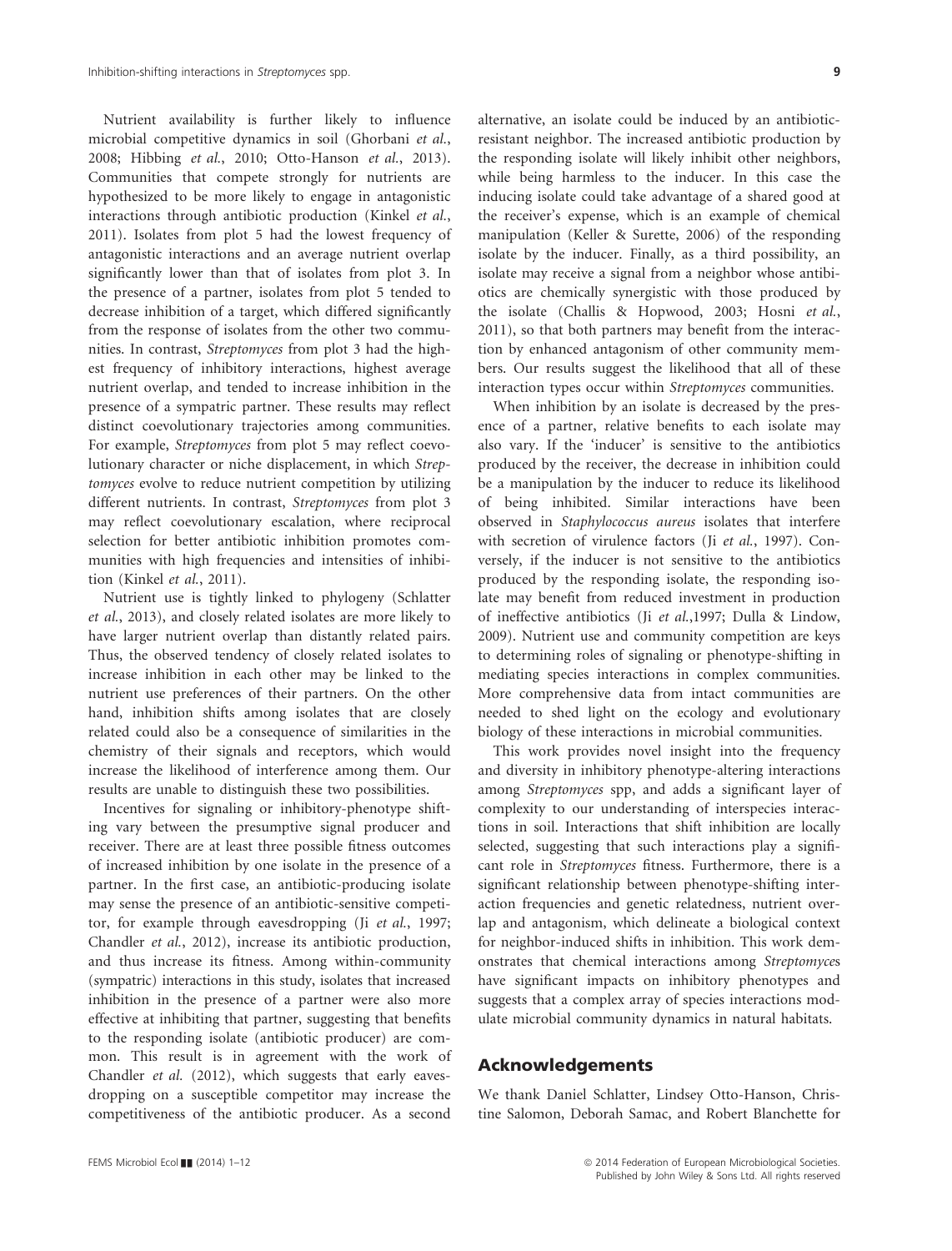Nutrient availability is further likely to influence microbial competitive dynamics in soil (Ghorbani *et al.*, 2008; Hibbing *et al.*, 2010; Otto-Hanson *et al.*, 2013). Communities that compete strongly for nutrients are hypothesized to be more likely to engage in antagonistic interactions through antibiotic production (Kinkel *et al.*, 2011). Isolates from plot 5 had the lowest frequency of antagonistic interactions and an average nutrient overlap significantly lower than that of isolates from plot 3. In the presence of a partner, isolates from plot 5 tended to decrease inhibition of a target, which differed significantly from the response of isolates from the other two communities. In contrast, *Streptomyces* from plot 3 had the highest frequency of inhibitory interactions, highest average nutrient overlap, and tended to increase inhibition in the presence of a sympatric partner. These results may reflect distinct coevolutionary trajectories among communities. For example, *Streptomyces* from plot 5 may reflect coevolutionary character or niche displacement, in which *Streptomyces* evolve to reduce nutrient competition by utilizing different nutrients. In contrast, *Streptomyces* from plot 3 may reflect coevolutionary escalation, where reciprocal selection for better antibiotic inhibition promotes communities with high frequencies and intensities of inhibition (Kinkel *et al.*, 2011).

Nutrient use is tightly linked to phylogeny (Schlatter *et al.*, 2013), and closely related isolates are more likely to have larger nutrient overlap than distantly related pairs. Thus, the observed tendency of closely related isolates to increase inhibition in each other may be linked to the nutrient use preferences of their partners. On the other hand, inhibition shifts among isolates that are closely related could also be a consequence of similarities in the chemistry of their signals and receptors, which would increase the likelihood of interference among them. Our results are unable to distinguish these two possibilities.

Incentives for signaling or inhibitory-phenotype shifting vary between the presumptive signal producer and receiver. There are at least three possible fitness outcomes of increased inhibition by one isolate in the presence of a partner. In the first case, an antibiotic-producing isolate may sense the presence of an antibiotic-sensitive competitor, for example through eavesdropping (Ji *et al.*, 1997; Chandler *et al.*, 2012), increase its antibiotic production, and thus increase its fitness. Among within-community (sympatric) interactions in this study, isolates that increased inhibition in the presence of a partner were also more effective at inhibiting that partner, suggesting that benefits to the responding isolate (antibiotic producer) are common. This result is in agreement with the work of Chandler *et al.* (2012), which suggests that early eavesdropping on a susceptible competitor may increase the competitiveness of the antibiotic producer. As a second alternative, an isolate could be induced by an antibiotic-resistant neighbor. The increased antibiotic production by the responding isolate will likely inhibit other neighbors, while being harmless to the inducer. In this case the inducing isolate could take advantage of a shared good at the receiver's expense, which is an example of chemical manipulation (Keller & Surette, 2006) of the responding isolate by the inducer. Finally, as a third possibility, an isolate may receive a signal from a neighbor whose antibiotics are chemically synergistic with those produced by the isolate (Challis & Hopwood, 2003; Hosni *et al.*, 2011), so that both partners may benefit from the interaction by enhanced antagonism of other community members. Our results suggest the likelihood that all of these interaction types occur within *Streptomyces* communities.

When inhibition by an isolate is decreased by the presence of a partner, relative benefits to each isolate may also vary. If the 'inducer' is sensitive to the antibiotics produced by the receiver, the decrease in inhibition could be a manipulation by the inducer to reduce its likelihood of being inhibited. Similar interactions have been observed in *Staphylococcus aureus* isolates that interfere with secretion of virulence factors (Ji *et al.*, 1997). Conversely, if the inducer is not sensitive to the antibiotics produced by the responding isolate, the responding isolate may benefit from reduced investment in production of ineffective antibiotics (Ji *et al.*,1997; Dulla & Lindow, 2009). Nutrient use and community competition are keys to determining roles of signaling or phenotype-shifting in mediating species interactions in complex communities. More comprehensive data from intact communities are needed to shed light on the ecology and evolutionary biology of these interactions in microbial communities.

This work provides novel insight into the frequency and diversity in inhibitory phenotype-altering interactions among *Streptomyces* spp, and adds a significant layer of complexity to our understanding of interspecies interactions in soil. Interactions that shift inhibition are locally selected, suggesting that such interactions play a significant role in *Streptomyces* fitness. Furthermore, there is a significant relationship between phenotype-shifting interaction frequencies and genetic relatedness, nutrient overlap and antagonism, which delineate a biological context for neighbor-induced shifts in inhibition. This work demonstrates that chemical interactions among *Streptomyces* have significant impacts on inhibitory phenotypes and suggests that a complex array of species interactions modulate microbial community dynamics in natural habitats.

## Acknowledgements

We thank Daniel Schlatter, Lindsey Otto-Hanson, Christine Salomon, Deborah Samac, and Robert Blanchette for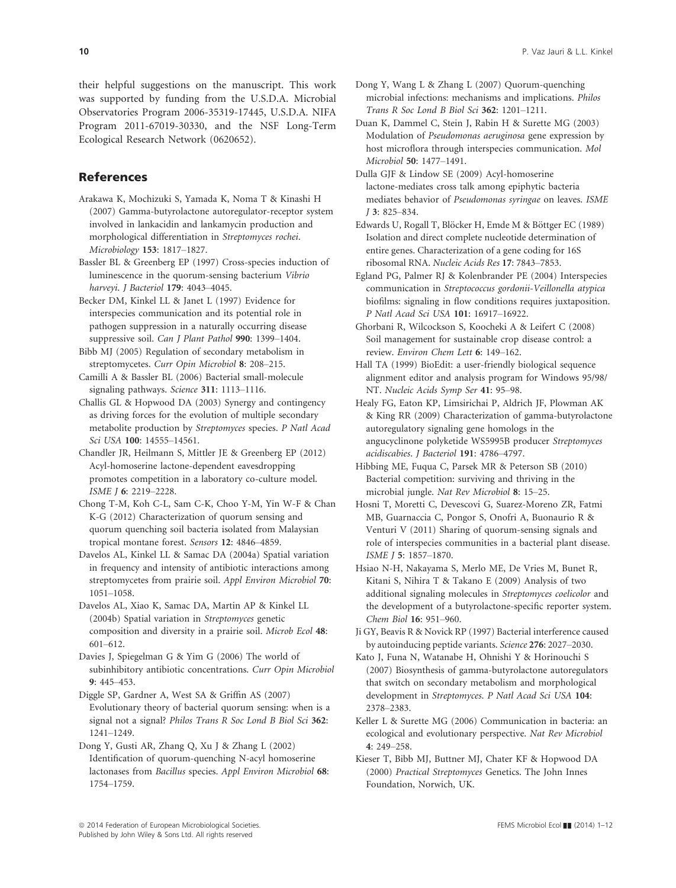their helpful suggestions on the manuscript. This work was supported by funding from the U.S.D.A. Microbial Observatories Program 2006-35319-17445, U.S.D.A. NIFA Program 2011-67019-30330, and the NSF Long-Term Ecological Research Network (0620652).

## References

Arakawa K, Mochizuki S, Yamada K, Noma T & Kinashi H (2007) Gamma-butyrolactone autoregulator-receptor system involved in lankacidin and lankamycin production and morphological differentiation in *Streptomyces rochei*. *Microbiology* **153**: 1817–1827.

Bassler BL & Greenberg EP (1997) Cross-species induction of luminescence in the quorum-sensing bacterium *Vibrio harveyi*. *J Bacteriol* **179**: 4043–4045.

Becker DM, Kinkel LL & Janet L (1997) Evidence for interspecies communication and its potential role in pathogen suppression in a naturally occurring disease suppressive soil. *Can J Plant Pathol* **990**: 1399–1404.

Bibb MJ (2005) Regulation of secondary metabolism in streptomycetes. *Curr Opin Microbiol* **8**: 208–215.

Camilli A & Bassler BL (2006) Bacterial small-molecule signaling pathways. *Science* **311**: 1113–1116.

Challis GL & Hopwood DA (2003) Synergy and contingency as driving forces for the evolution of multiple secondary metabolite production by *Streptomyces* species. *P Natl Acad Sci USA* **100**: 14555–14561.

Chandler JR, Heilmann S, Mittler JE & Greenberg EP (2012) Acyl-homoserine lactone-dependent eavesdropping promotes competition in a laboratory co-culture model. *ISME J* **6**: 2219–2228.

Chong T-M, Koh C-L, Sam C-K, Choo Y-M, Yin W-F & Chan K-G (2012) Characterization of quorum sensing and quorum quenching soil bacteria isolated from Malaysian tropical montane forest. *Sensors* **12**: 4846–4859.

Davelos AL, Kinkel LL & Samac DA (2004a) Spatial variation in frequency and intensity of antibiotic interactions among streptomycetes from prairie soil. *Appl Environ Microbiol* **70**: 1051–1058.

Davelos AL, Xiao K, Samac DA, Martin AP & Kinkel LL (2004b) Spatial variation in *Streptomyces* genetic composition and diversity in a prairie soil. *Microb Ecol* **48**: 601–612.

Davies J, Spiegelman G & Yim G (2006) The world of subinhibitory antibiotic concentrations. *Curr Opin Microbiol* **9**: 445–453.

Diggle SP, Gardner A, West SA & Griffin AS (2007) Evolutionary theory of bacterial quorum sensing: when is a signal not a signal? *Philos Trans R Soc Lond B Biol Sci* **362**: 1241–1249.

Dong Y, Gusti AR, Zhang Q, Xu J & Zhang L (2002) Identification of quorum-quenching N-acyl homoserine lactonases from *Bacillus* species. *Appl Environ Microbiol* **68**: 1754–1759.

Dong Y, Wang L & Zhang L (2007) Quorum-quenching microbial infections: mechanisms and implications. *Philos Trans R Soc Lond B Biol Sci* **362**: 1201–1211.

Duan K, Dammel C, Stein J, Rabin H & Surette MG (2003) Modulation of *Pseudomonas aeruginosa* gene expression by host microflora through interspecies communication. *Mol Microbiol* **50**: 1477–1491.

Dulla GJF & Lindow SE (2009) Acyl-homoserine lactone-mediates cross talk among epiphytic bacteria mediates behavior of *Pseudomonas syringae* on leaves. *ISME J* **3**: 825–834.

Edwards U, Rogall T, Blöcker H, Emde M & Böttger EC (1989) Isolation and direct complete nucleotide determination of entire genes. Characterization of a gene coding for 16S ribosomal RNA. *Nucleic Acids Res* **17**: 7843–7853.

Egland PG, Palmer RJ & Kolenbrander PE (2004) Interspecies communication in *Streptococcus gordonii-Veillonella atypica* biofilms: signaling in flow conditions requires juxtaposition. *P Natl Acad Sci USA* **101**: 16917–16922.

Ghorbani R, Wilcockson S, Koocheki A & Leifert C (2008) Soil management for sustainable crop disease control: a review. *Environ Chem Lett* **6**: 149–162.

Hall TA (1999) BioEdit: a user-friendly biological sequence alignment editor and analysis program for Windows 95/98/NT. *Nucleic Acids Symp Ser* **41**: 95–98.

Healy FG, Eaton KP, Limsirichai P, Aldrich JF, Plowman AK & King RR (2009) Characterization of gamma-butyrolactone autoregulatory signaling gene homologs in the angucyclinone polyketide WS5995B producer *Streptomyces acidiscabies*. *J Bacteriol* **191**: 4786–4797.

Hibbing ME, Fuqua C, Parsek MR & Peterson SB (2010) Bacterial competition: surviving and thriving in the microbial jungle. *Nat Rev Microbiol* **8**: 15–25.

Hosni T, Moretti C, Devescovi G, Suarez-Moreno ZR, Fatmi MB, Guarnaccia C, Pongor S, Onofri A, Buonaurio R & Venturi V (2011) Sharing of quorum-sensing signals and role of interspecies communities in a bacterial plant disease. *ISME J* **5**: 1857–1870.

Hsiao N-H, Nakayama S, Merlo ME, De Vries M, Bunet R, Kitani S, Nihira T & Takano E (2009) Analysis of two additional signaling molecules in *Streptomyces coelicolor* and the development of a butyrolactone-specific reporter system. *Chem Biol* **16**: 951–960.

Ji GY, Beavis R & Novick RP (1997) Bacterial interference caused by autoinducing peptide variants. *Science* **276**: 2027–2030.

Kato J, Funa N, Watanabe H, Ohnishi Y & Horinouchi S (2007) Biosynthesis of gamma-butyrolactone autoregulators that switch on secondary metabolism and morphological development in *Streptomyces*. *P Natl Acad Sci USA* **104**: 2378–2383.

Keller L & Surette MG (2006) Communication in bacteria: an ecological and evolutionary perspective. *Nat Rev Microbiol* **4**: 249–258.

Kieser T, Bibb MJ, Buttner MJ, Chater KF & Hopwood DA (2000) *Practical Streptomyces* Genetics. The John Innes Foundation, Norwich, UK.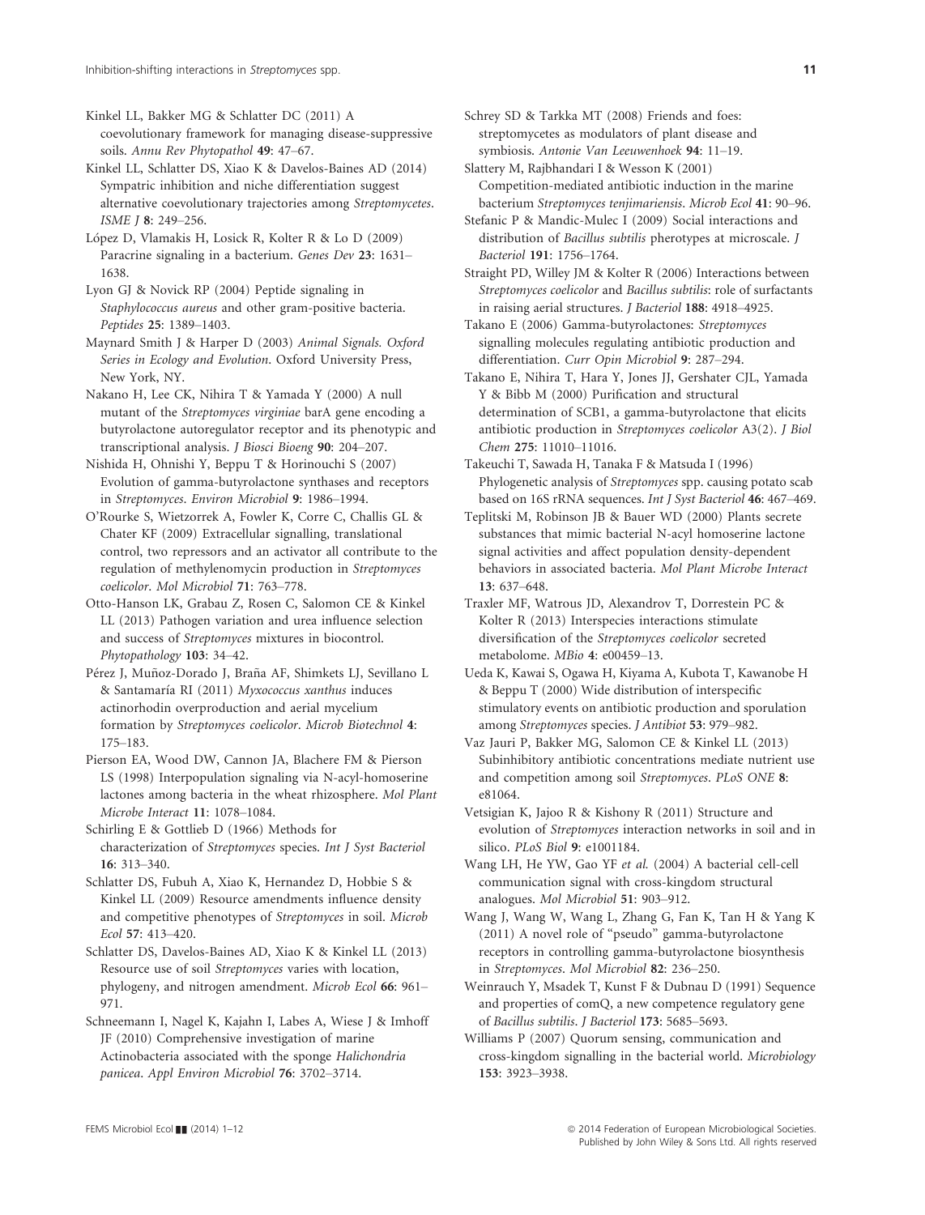Kinkel LL, Bakker MG & Schlatter DC (2011) A coevolutionary framework for managing disease-suppressive soils. *Annu Rev Phytopathol* **49**: 47–67.

Kinkel LL, Schlatter DS, Xiao K & Davelos-Baines AD (2014) Sympatric inhibition and niche differentiation suggest alternative coevolutionary trajectories among *Streptomycetes*. *ISME J* **8**: 249–256.

López D, Vlamakis H, Losick R, Kolter R & Lo D (2009) Paracrine signaling in a bacterium. *Genes Dev* **23**: 1631–1638.

Lyon GJ & Novick RP (2004) Peptide signaling in *Staphylococcus aureus* and other gram-positive bacteria. *Peptides* **25**: 1389–1403.

Maynard Smith J & Harper D (2003) *Animal Signals. Oxford Series in Ecology and Evolution*. Oxford University Press, New York, NY.

Nakano H, Lee CK, Nihira T & Yamada Y (2000) A null mutant of the *Streptomyces virginiae* barA gene encoding a butyrolactone autoregulator receptor and its phenotypic and transcriptional analysis. *J Biosci Bioeng* **90**: 204–207.

Nishida H, Ohnishi Y, Beppu T & Horinouchi S (2007) Evolution of gamma-butyrolactone synthases and receptors in *Streptomyces*. *Environ Microbiol* **9**: 1986–1994.

O'Rourke S, Wietzorrek A, Fowler K, Corre C, Challis GL & Chater KF (2009) Extracellular signalling, translational control, two repressors and an activator all contribute to the regulation of methylenomycin production in *Streptomyces coelicolor*. *Mol Microbiol* **71**: 763–778.

Otto-Hanson LK, Grabau Z, Rosen C, Salomon CE & Kinkel LL (2013) Pathogen variation and urea influence selection and success of *Streptomyces* mixtures in biocontrol. *Phytopathology* **103**: 34–42.

Pérez J, Muñoz-Dorado J, Braña AF, Shimkets LJ, Sevillano L & Santamaría RI (2011) *Myxococcus xanthus* induces actinorhodin overproduction and aerial mycelium formation by *Streptomyces coelicolor*. *Microb Biotechnol* **4**: 175–183.

Pierson EA, Wood DW, Cannon JA, Blachere FM & Pierson LS (1998) Interpopulation signaling via N-acyl-homoserine lactones among bacteria in the wheat rhizosphere. *Mol Plant Microbe Interact* **11**: 1078–1084.

Schirling E & Gottlieb D (1966) Methods for characterization of *Streptomyces* species. *Int J Syst Bacteriol* **16**: 313–340.

Schlatter DS, Fubuh A, Xiao K, Hernandez D, Hobbie S & Kinkel LL (2009) Resource amendments influence density and competitive phenotypes of *Streptomyces* in soil. *Microb Ecol* **57**: 413–420.

Schlatter DS, Davelos-Baines AD, Xiao K & Kinkel LL (2013) Resource use of soil *Streptomyces* varies with location, phylogeny, and nitrogen amendment. *Microb Ecol* **66**: 961–971.

Schneemann I, Nagel K, Kajahn I, Labes A, Wiese J & Imhoff JF (2010) Comprehensive investigation of marine Actinobacteria associated with the sponge *Halichondria panicea*. *Appl Environ Microbiol* **76**: 3702–3714.

Schrey SD & Tarkka MT (2008) Friends and foes: streptomycetes as modulators of plant disease and symbiosis. *Antonie Van Leeuwenhoek* **94**: 11–19.

Slattery M, Rajbhandari I & Wesson K (2001) Competition-mediated antibiotic induction in the marine bacterium *Streptomyces tenjimariensis*. *Microb Ecol* **41**: 90–96.

Stefanic P & Mandic-Mulec I (2009) Social interactions and distribution of *Bacillus subtilis* pherotypes at microscale. *J Bacteriol* **191**: 1756–1764.

Straight PD, Willey JM & Kolter R (2006) Interactions between *Streptomyces coelicolor* and *Bacillus subtilis*: role of surfactants in raising aerial structures. *J Bacteriol* **188**: 4918–4925.

Takano E (2006) Gamma-butyrolactones: *Streptomyces* signalling molecules regulating antibiotic production and differentiation. *Curr Opin Microbiol* **9**: 287–294.

Takano E, Nihira T, Hara Y, Jones JJ, Gershater CJL, Yamada Y & Bibb M (2000) Purification and structural determination of SCB1, a gamma-butyrolactone that elicits antibiotic production in *Streptomyces coelicolor* A3(2). *J Biol Chem* **275**: 11010–11016.

Takeuchi T, Sawada H, Tanaka F & Matsuda I (1996) Phylogenetic analysis of *Streptomyces* spp. causing potato scab based on 16S rRNA sequences. *Int J Syst Bacteriol* **46**: 467–469.

Teplitski M, Robinson JB & Bauer WD (2000) Plants secrete substances that mimic bacterial N-acyl homoserine lactone signal activities and affect population density-dependent behaviors in associated bacteria. *Mol Plant Microbe Interact* **13**: 637–648.

Traxler MF, Watrous JD, Alexandrov T, Dorrestein PC & Kolter R (2013) Interspecies interactions stimulate diversification of the *Streptomyces coelicolor* secreted metabolome. *MBio* **4**: e00459–13.

Ueda K, Kawai S, Ogawa H, Kiyama A, Kubota T, Kawanobe H & Beppu T (2000) Wide distribution of interspecific stimulatory events on antibiotic production and sporulation among *Streptomyces* species. *J Antibiot* **53**: 979–982.

Vaz Jauri P, Bakker MG, Salomon CE & Kinkel LL (2013) Subinhibitory antibiotic concentrations mediate nutrient use and competition among soil *Streptomyces*. *PLoS ONE* **8**: e81064.

Vetsigian K, Jajoo R & Kishony R (2011) Structure and evolution of *Streptomyces* interaction networks in soil and in silico. *PLoS Biol* **9**: e1001184.

Wang LH, He YW, Gao YF *et al.* (2004) A bacterial cell-cell communication signal with cross-kingdom structural analogues. *Mol Microbiol* **51**: 903–912.

Wang J, Wang W, Wang L, Zhang G, Fan K, Tan H & Yang K (2011) A novel role of "pseudo" gamma-butyrolactone receptors in controlling gamma-butyrolactone biosynthesis in *Streptomyces*. *Mol Microbiol* **82**: 236–250.

Weinrauch Y, Msadek T, Kunst F & Dubnau D (1991) Sequence and properties of comQ, a new competence regulatory gene of *Bacillus subtilis*. *J Bacteriol* **173**: 5685–5693.

Williams P (2007) Quorum sensing, communication and cross-kingdom signalling in the bacterial world. *Microbiology* **153**: 3923–3938.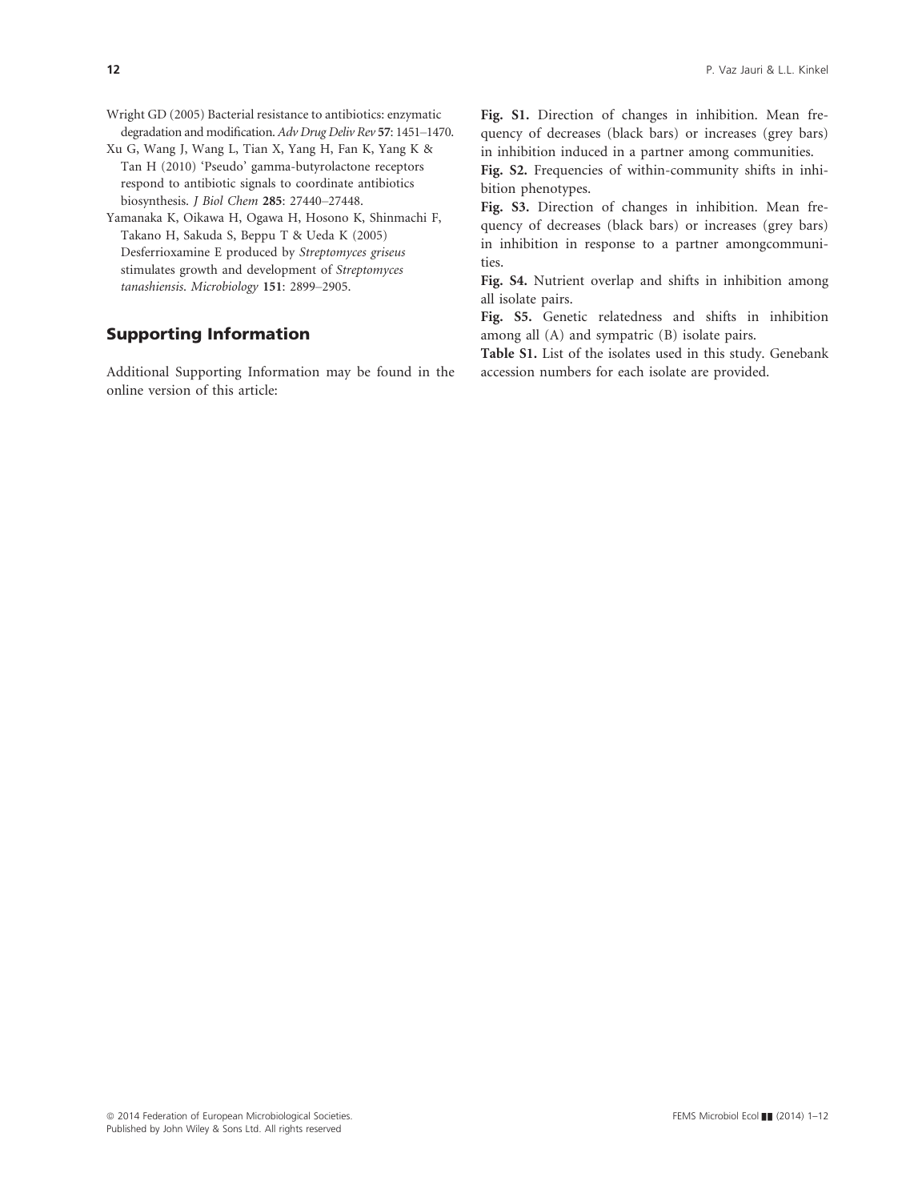Wright GD (2005) Bacterial resistance to antibiotics: enzymatic degradation and modification. *Adv Drug Deliv Rev* **57**: 1451–1470.

Xu G, Wang J, Wang L, Tian X, Yang H, Fan K, Yang K & Tan H (2010) 'Pseudo' gamma-butyrolactone receptors respond to antibiotic signals to coordinate antibiotics biosynthesis. *J Biol Chem* **285**: 27440–27448.

Yamanaka K, Oikawa H, Ogawa H, Hosono K, Shinmachi F, Takano H, Sakuda S, Beppu T & Ueda K (2005) Desferrioxamine E produced by *Streptomyces griseus* stimulates growth and development of *Streptomyces tanashiensis*. *Microbiology* **151**: 2899–2905.

## Supporting Information

Additional Supporting Information may be found in the online version of this article:

**Fig. S1.** Direction of changes in inhibition. Mean frequency of decreases (black bars) or increases (grey bars) in inhibition induced in a partner among communities.

**Fig. S2.** Frequencies of within-community shifts in inhibition phenotypes.

**Fig. S3.** Direction of changes in inhibition. Mean frequency of decreases (black bars) or increases (grey bars) in inhibition in response to a partner amongcommunities.

**Fig. S4.** Nutrient overlap and shifts in inhibition among all isolate pairs.

**Fig. S5.** Genetic relatedness and shifts in inhibition among all (A) and sympatric (B) isolate pairs.

**Table S1.** List of the isolates used in this study. Genebank accession numbers for each isolate are provided.